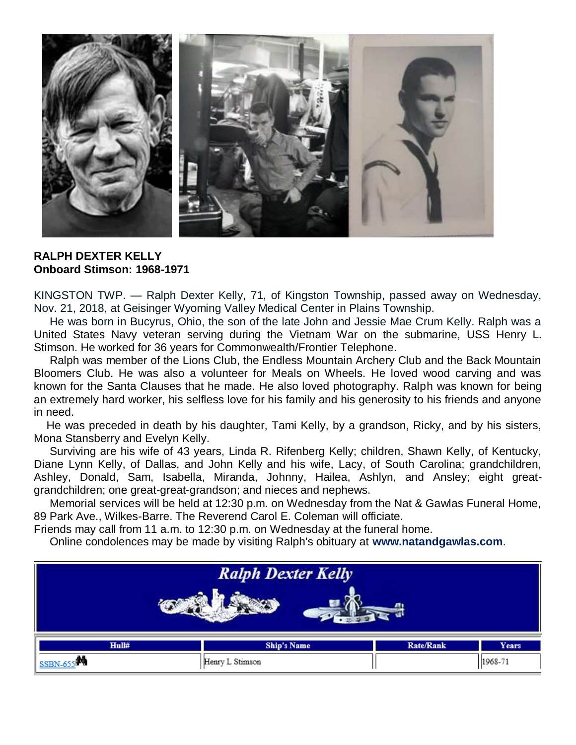**RALPH DEXTER KELLY**
**Onboard Stimson: 1968-1971**

KINGSTON TWP. — Ralph Dexter Kelly, 71, of Kingston Township, passed away on Wednesday, Nov. 21, 2018, at Geisinger Wyoming Valley Medical Center in Plains Township.

He was born in Bucyrus, Ohio, the son of the late John and Jessie Mae Crum Kelly. Ralph was a United States Navy veteran serving during the Vietnam War on the submarine, USS Henry L. Stimson. He worked for 36 years for Commonwealth/Frontier Telephone.

Ralph was member of the Lions Club, the Endless Mountain Archery Club and the Back Mountain Bloomers Club. He was also a volunteer for Meals on Wheels. He loved wood carving and was known for the Santa Clauses that he made. He also loved photography. Ralph was known for being an extremely hard worker, his selfless love for his family and his generosity to his friends and anyone in need.

He was preceded in death by his daughter, Tami Kelly, by a grandson, Ricky, and by his sisters, Mona Stansberry and Evelyn Kelly.

Surviving are his wife of 43 years, Linda R. Rifenberg Kelly; children, Shawn Kelly, of Kentucky, Diane Lynn Kelly, of Dallas, and John Kelly and his wife, Lacy, of South Carolina; grandchildren, Ashley, Donald, Sam, Isabella, Miranda, Johnny, Hailea, Ashlyn, and Ansley; eight great-grandchildren; one great-great-grandson; and nieces and nephews.

Memorial services will be held at 12:30 p.m. on Wednesday from the Nat & Gawlas Funeral Home, 89 Park Ave., Wilkes-Barre. The Reverend Carol E. Coleman will officiate.

Friends may call from 11 a.m. to 12:30 p.m. on Wednesday at the funeral home.

Online condolences may be made by visiting Ralph's obituary at **www.natandgawlas.com**.

## *Ralph Dexter Kelly*

| Hull# | Ship's Name | Rate/Rank | Years |
|---|---|---|---|
| SSBN-655 | Henry L Stimson | | 1968-71 |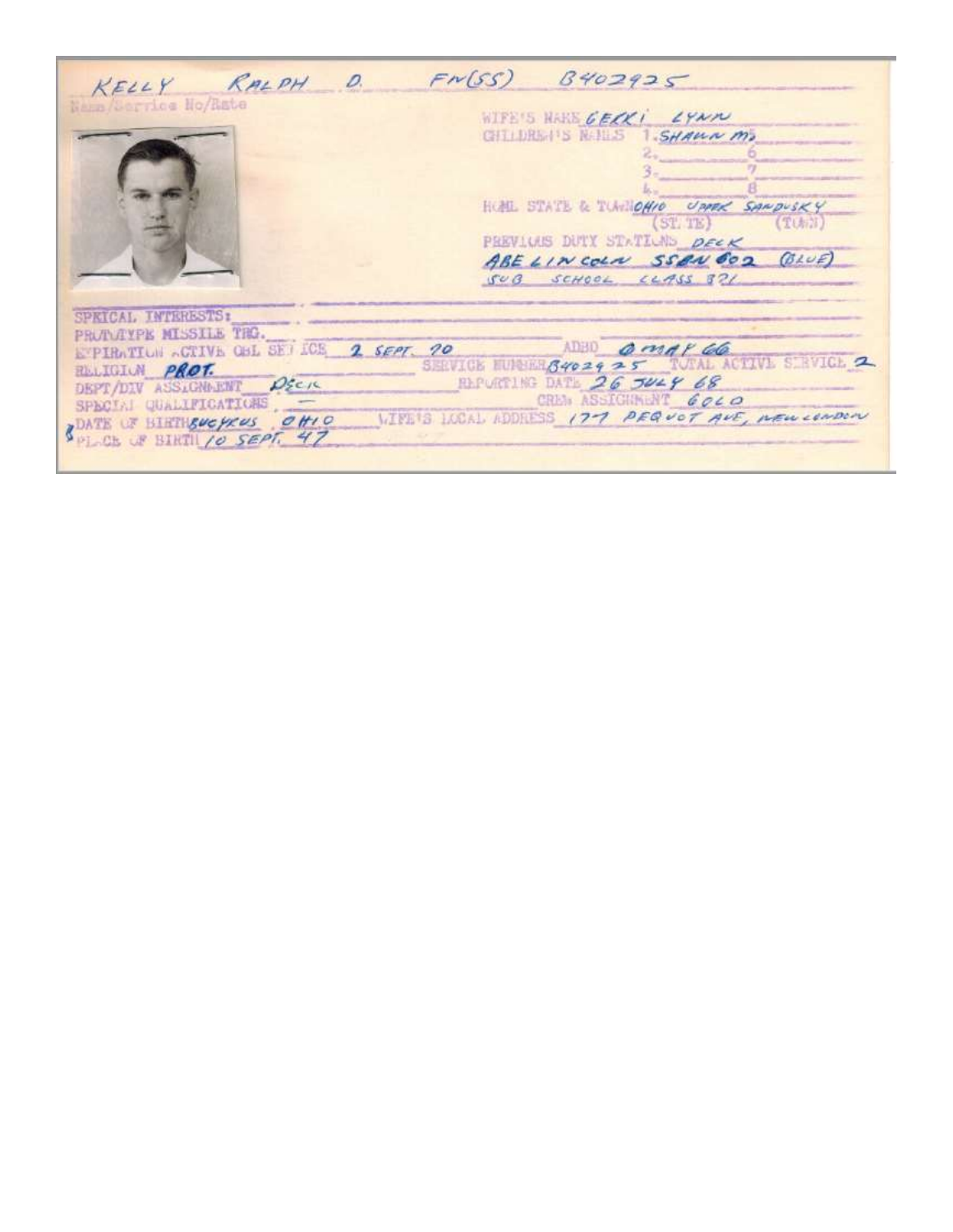KELLY RALPH D. FN(SS) B402925

Name/Service No/Rate

WIFE'S NAME GERRI LYNN

CHILDREN'S NAMES 1. SHAWN M. 2. 3. 4. 5. 6. 7. 8.

HOME STATE & TOWN OHIO UPPER SANDUSKY

(STATE) (TOWN)

PREVIOUS DUTY STATIONS DECK

ABE LINCOLN SSBN 602 (BLUE)

SUB SCHOOL CLASS 371

SPECIAL INTERESTS:

PROTOTYPE MISSILE TRG.

EXPIRATION ACTIVE OBL SERVICE 2 SEPT. 70

ADBD 0 MAY 66

RELIGION PROT.

SERVICE NUMBER B402925

TOTAL ACTIVE SERVICE 2

DEPT/DIV ASSIGNMENT DECK

REPORTING DATE 26 JULY 68

SPECIAL QUALIFICATIONS —

CREW ASSIGNMENT GOLD

DATE OF BIRTH BUCYRUS OHIO

WIFE'S LOCAL ADDRESS 177 PEQUOT AVE, NEW LONDON

PLACE OF BIRTH 10 SEPT. 47